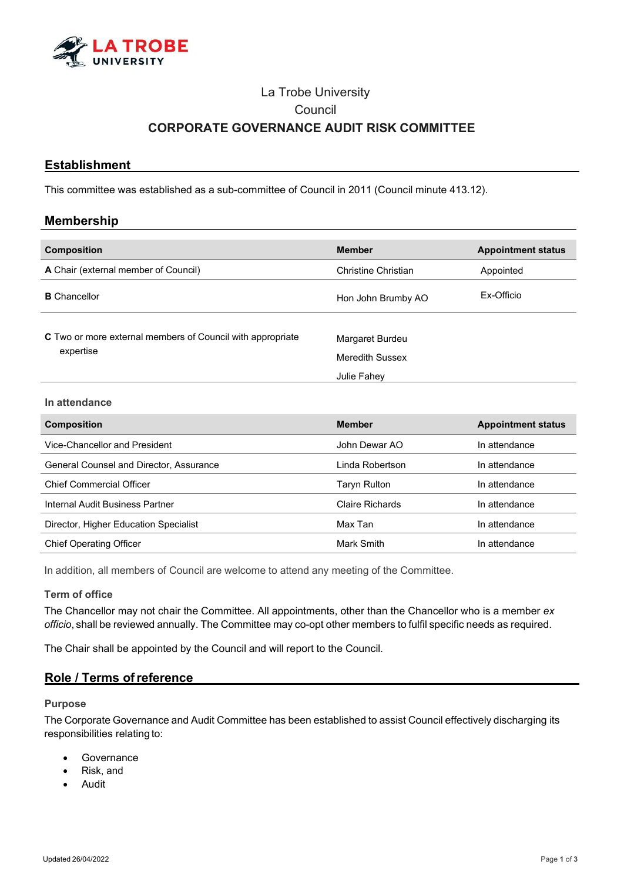La Trobe University

Council

# CORPORATE GOVERNANCE AUDIT RISK COMMITTEE

## Establishment

This committee was established as a sub-committee of Council in 2011 (Council minute 413.12).

## Membership

| Composition | Member | Appointment status |
| --- | --- | --- |
| **A** Chair (external member of Council) | Christine Christian | Appointed |
| **B** Chancellor | Hon John Brumby AO | Ex-Officio |
| **C** Two or more external members of Council with appropriate expertise | Margaret Burdeu<br>Meredith Sussex<br>Julie Fahey | |

### In attendance

| Composition | Member | Appointment status |
| --- | --- | --- |
| Vice-Chancellor and President | John Dewar AO | In attendance |
| General Counsel and Director, Assurance | Linda Robertson | In attendance |
| Chief Commercial Officer | Taryn Rulton | In attendance |
| Internal Audit Business Partner | Claire Richards | In attendance |
| Director, Higher Education Specialist | Max Tan | In attendance |
| Chief Operating Officer | Mark Smith | In attendance |

In addition, all members of Council are welcome to attend any meeting of the Committee.

### Term of office

The Chancellor may not chair the Committee. All appointments, other than the Chancellor who is a member *ex officio*, shall be reviewed annually. The Committee may co-opt other members to fulfil specific needs as required.

The Chair shall be appointed by the Council and will report to the Council.

## Role / Terms of reference

### Purpose

The Corporate Governance and Audit Committee has been established to assist Council effectively discharging its responsibilities relating to:

- Governance
- Risk, and
- Audit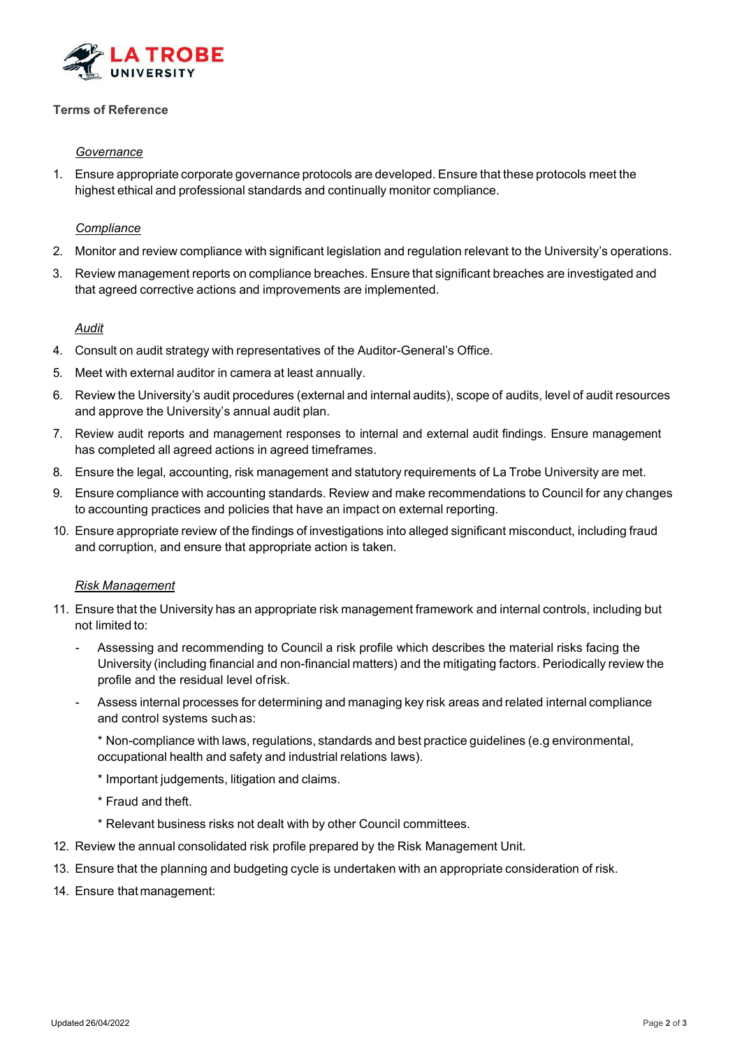**Terms of Reference**

*Governance*

1. Ensure appropriate corporate governance protocols are developed. Ensure that these protocols meet the highest ethical and professional standards and continually monitor compliance.

*Compliance*

2. Monitor and review compliance with significant legislation and regulation relevant to the University's operations.
3. Review management reports on compliance breaches. Ensure that significant breaches are investigated and that agreed corrective actions and improvements are implemented.

*Audit*

4. Consult on audit strategy with representatives of the Auditor-General's Office.
5. Meet with external auditor in camera at least annually.
6. Review the University's audit procedures (external and internal audits), scope of audits, level of audit resources and approve the University's annual audit plan.
7. Review audit reports and management responses to internal and external audit findings. Ensure management has completed all agreed actions in agreed timeframes.
8. Ensure the legal, accounting, risk management and statutory requirements of La Trobe University are met.
9. Ensure compliance with accounting standards. Review and make recommendations to Council for any changes to accounting practices and policies that have an impact on external reporting.
10. Ensure appropriate review of the findings of investigations into alleged significant misconduct, including fraud and corruption, and ensure that appropriate action is taken.

*Risk Management*

11. Ensure that the University has an appropriate risk management framework and internal controls, including but not limited to:
    - Assessing and recommending to Council a risk profile which describes the material risks facing the University (including financial and non-financial matters) and the mitigating factors. Periodically review the profile and the residual level of risk.
    - Assess internal processes for determining and managing key risk areas and related internal compliance and control systems such as:

      * Non-compliance with laws, regulations, standards and best practice guidelines (e.g environmental, occupational health and safety and industrial relations laws).

      * Important judgements, litigation and claims.

      * Fraud and theft.

      * Relevant business risks not dealt with by other Council committees.
12. Review the annual consolidated risk profile prepared by the Risk Management Unit.
13. Ensure that the planning and budgeting cycle is undertaken with an appropriate consideration of risk.
14. Ensure that management: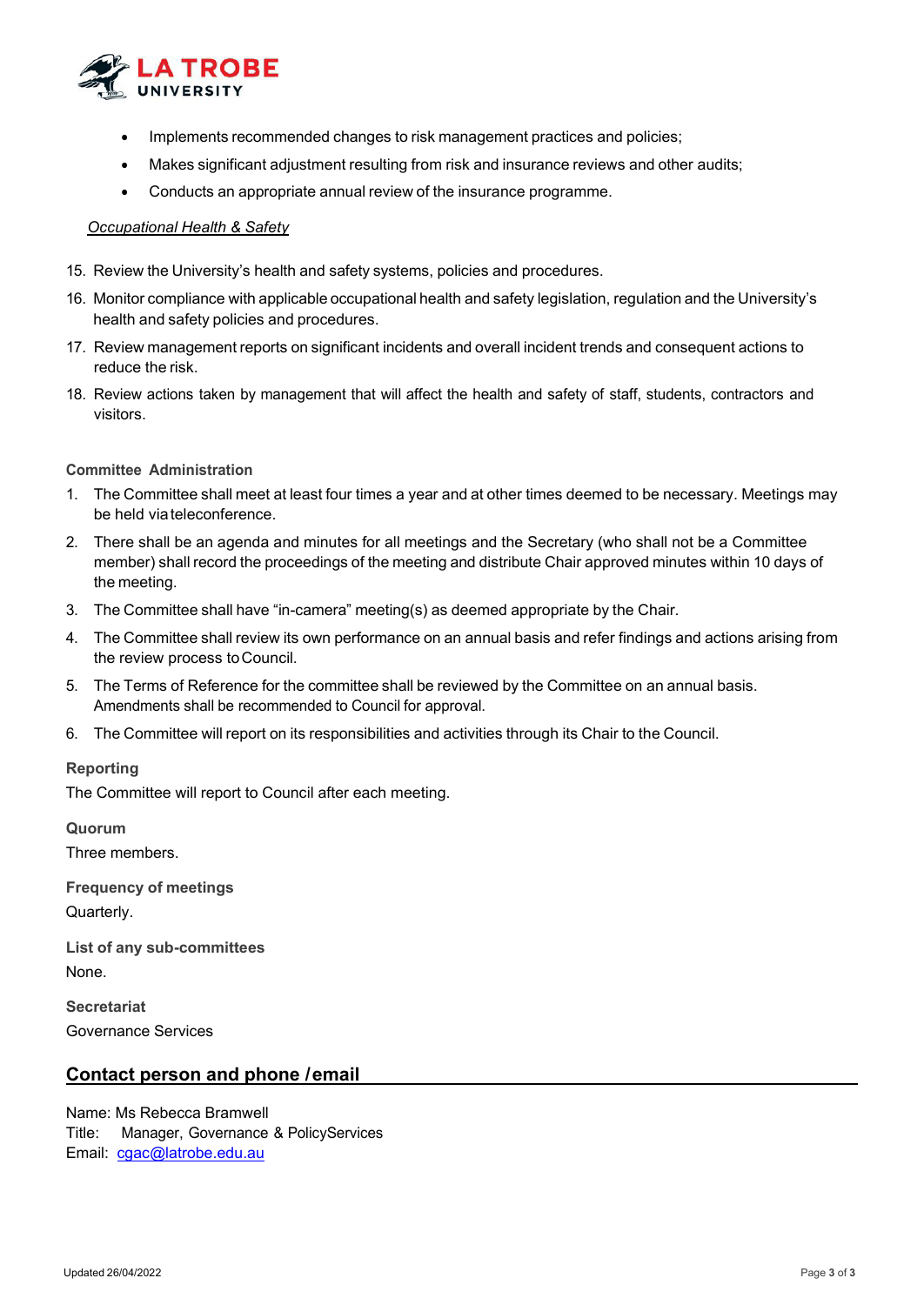- Implements recommended changes to risk management practices and policies;
- Makes significant adjustment resulting from risk and insurance reviews and other audits;
- Conducts an appropriate annual review of the insurance programme.

*Occupational Health & Safety*

15. Review the University's health and safety systems, policies and procedures.
16. Monitor compliance with applicable occupational health and safety legislation, regulation and the University's health and safety policies and procedures.
17. Review management reports on significant incidents and overall incident trends and consequent actions to reduce the risk.
18. Review actions taken by management that will affect the health and safety of staff, students, contractors and visitors.

### Committee Administration

1. The Committee shall meet at least four times a year and at other times deemed to be necessary. Meetings may be held via teleconference.
2. There shall be an agenda and minutes for all meetings and the Secretary (who shall not be a Committee member) shall record the proceedings of the meeting and distribute Chair approved minutes within 10 days of the meeting.
3. The Committee shall have "in-camera" meeting(s) as deemed appropriate by the Chair.
4. The Committee shall review its own performance on an annual basis and refer findings and actions arising from the review process to Council.
5. The Terms of Reference for the committee shall be reviewed by the Committee on an annual basis. Amendments shall be recommended to Council for approval.
6. The Committee will report on its responsibilities and activities through its Chair to the Council.

### Reporting

The Committee will report to Council after each meeting.

### Quorum

Three members.

### Frequency of meetings

Quarterly.

### List of any sub-committees

None.

### Secretariat

Governance Services

## Contact person and phone / email

Name: Ms Rebecca Bramwell
Title: Manager, Governance & Policy Services
Email: cgac@latrobe.edu.au

Updated 26/04/2022